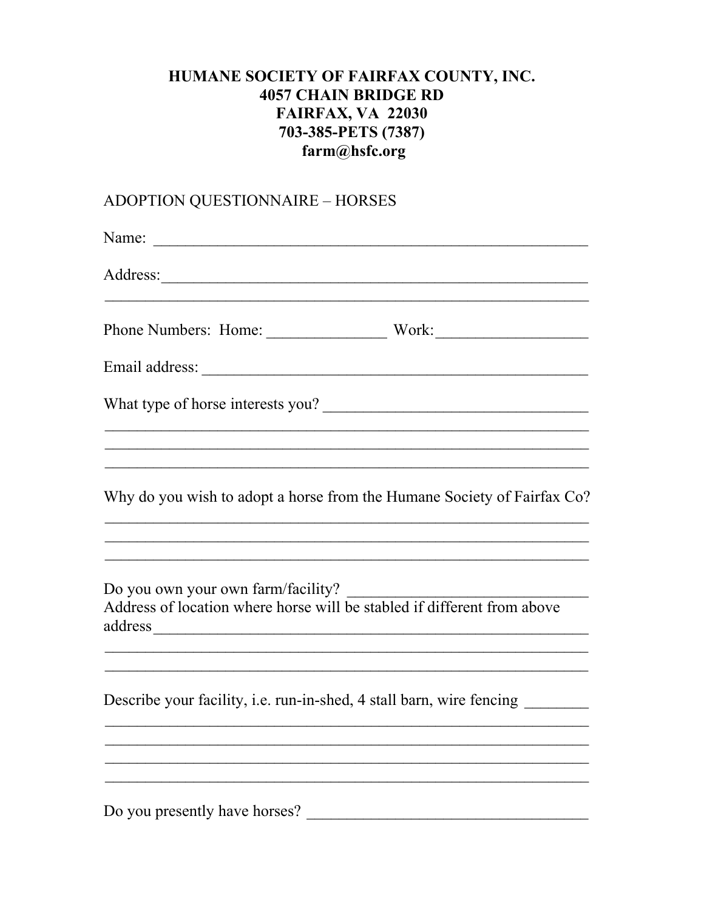**HUMANE SOCIETY OF FAIRFAX COUNTY, INC.**
**4057 CHAIN BRIDGE RD**
**FAIRFAX, VA 22030**
**703-385-PETS (7387)**
**farm@hsfc.org**

ADOPTION QUESTIONNAIRE – HORSES

Name: ___________________________________________________________

Address:_________________________________________________________
_______________________________________________________________

Phone Numbers: Home: _______________ Work:__________________

Email address: ____________________________________________________

What type of horse interests you? ___________________________________
_______________________________________________________________
_______________________________________________________________
_______________________________________________________________

Why do you wish to adopt a horse from the Humane Society of Fairfax Co?
_______________________________________________________________
_______________________________________________________________
_______________________________________________________________

Do you own your own farm/facility? ______________________________
Address of location where horse will be stabled if different from above address_____________________________________________________
_______________________________________________________________
_______________________________________________________________

Describe your facility, i.e. run-in-shed, 4 stall barn, wire fencing ________
_______________________________________________________________
_______________________________________________________________
_______________________________________________________________
_______________________________________________________________

Do you presently have horses? ______________________________________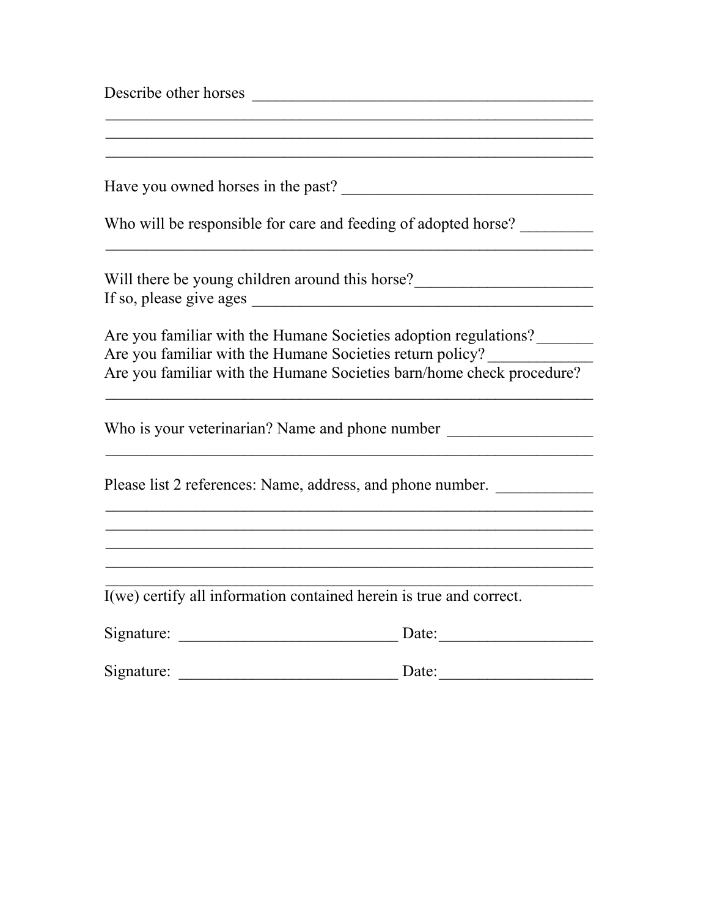Describe other horses ____________________________________________

______________________________________________________________

______________________________________________________________

______________________________________________________________

Have you owned horses in the past? ________________________________

Who will be responsible for care and feeding of adopted horse? _________

______________________________________________________________

Will there be young children around this horse? ______________________

If so, please give ages ____________________________________________

Are you familiar with the Humane Societies adoption regulations? _______

Are you familiar with the Humane Societies return policy? _____________

Are you familiar with the Humane Societies barn/home check procedure?

______________________________________________________________

Who is your veterinarian? Name and phone number __________________

______________________________________________________________

Please list 2 references: Name, address, and phone number. ____________

______________________________________________________________

______________________________________________________________

______________________________________________________________

______________________________________________________________

______________________________________________________________

I(we) certify all information contained herein is true and correct.

Signature: ___________________________ Date: ___________________

Signature: ___________________________ Date: ___________________